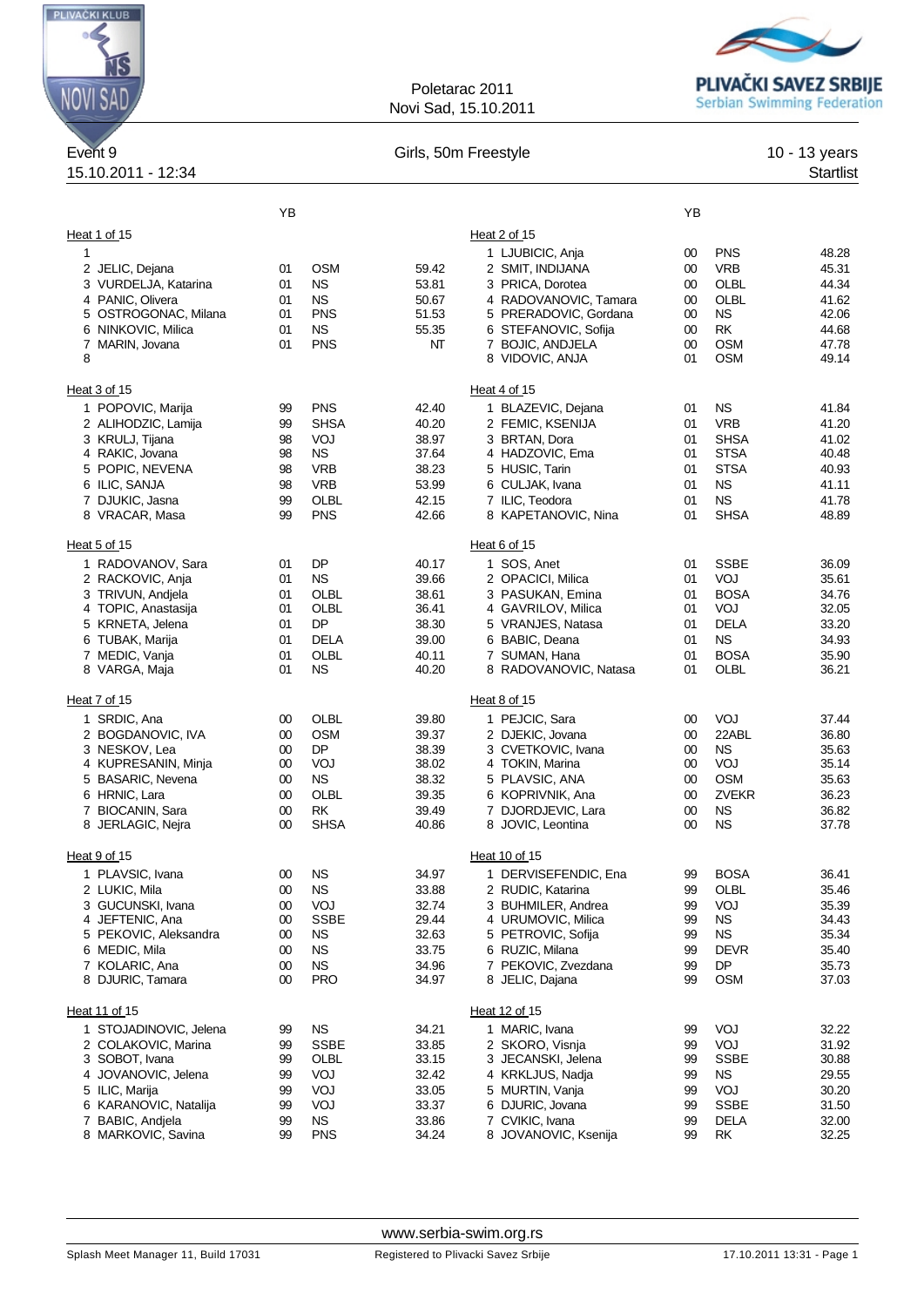Poletarac 2011
Novi Sad, 15.10.2011

Event 9 — Girls, 50m Freestyle — 10 - 13 years
15.10.2011 - 12:34 — Startlist

**Heat 1 of 15**

| Lane | Name | YB | Club | Time |
|---|---|---|---|---|
| 1 | | | | |
| 2 | JELIC, Dejana | 01 | OSM | 59.42 |
| 3 | VURDELJA, Katarina | 01 | NS | 53.81 |
| 4 | PANIC, Olivera | 01 | NS | 50.67 |
| 5 | OSTROGONAC, Milana | 01 | PNS | 51.53 |
| 6 | NINKOVIC, Milica | 01 | NS | 55.35 |
| 7 | MARIN, Jovana | 01 | PNS | NT |
| 8 | | | | |

**Heat 2 of 15**

| Lane | Name | YB | Club | Time |
|---|---|---|---|---|
| 1 | LJUBICIC, Anja | 00 | PNS | 48.28 |
| 2 | SMIT, INDIJANA | 00 | VRB | 45.31 |
| 3 | PRICA, Dorotea | 00 | OLBL | 44.34 |
| 4 | RADOVANOVIC, Tamara | 00 | OLBL | 41.62 |
| 5 | PRERADOVIC, Gordana | 00 | NS | 42.06 |
| 6 | STEFANOVIC, Sofija | 00 | RK | 44.68 |
| 7 | BOJIC, ANDJELA | 00 | OSM | 47.78 |
| 8 | VIDOVIC, ANJA | 01 | OSM | 49.14 |

**Heat 3 of 15**

| Lane | Name | YB | Club | Time |
|---|---|---|---|---|
| 1 | POPOVIC, Marija | 99 | PNS | 42.40 |
| 2 | ALIHODZIC, Lamija | 99 | SHSA | 40.20 |
| 3 | KRULJ, Tijana | 98 | VOJ | 38.97 |
| 4 | RAKIC, Jovana | 98 | NS | 37.64 |
| 5 | POPIC, NEVENA | 98 | VRB | 38.23 |
| 6 | ILIC, SANJA | 98 | VRB | 53.99 |
| 7 | DJUKIC, Jasna | 99 | OLBL | 42.15 |
| 8 | VRACAR, Masa | 99 | PNS | 42.66 |

**Heat 4 of 15**

| Lane | Name | YB | Club | Time |
|---|---|---|---|---|
| 1 | BLAZEVIC, Dejana | 01 | NS | 41.84 |
| 2 | FEMIC, KSENIJA | 01 | VRB | 41.20 |
| 3 | BRTAN, Dora | 01 | SHSA | 41.02 |
| 4 | HADZOVIC, Ema | 01 | STSA | 40.48 |
| 5 | HUSIC, Tarin | 01 | STSA | 40.93 |
| 6 | CULJAK, Ivana | 01 | NS | 41.11 |
| 7 | ILIC, Teodora | 01 | NS | 41.78 |
| 8 | KAPETANOVIC, Nina | 01 | SHSA | 48.89 |

**Heat 5 of 15**

| Lane | Name | YB | Club | Time |
|---|---|---|---|---|
| 1 | RADOVANOV, Sara | 01 | DP | 40.17 |
| 2 | RACKOVIC, Anja | 01 | NS | 39.66 |
| 3 | TRIVUN, Andjela | 01 | OLBL | 38.61 |
| 4 | TOPIC, Anastasija | 01 | OLBL | 36.41 |
| 5 | KRNETA, Jelena | 01 | DP | 38.30 |
| 6 | TUBAK, Marija | 01 | DELA | 39.00 |
| 7 | MEDIC, Vanja | 01 | OLBL | 40.11 |
| 8 | VARGA, Maja | 01 | NS | 40.20 |

**Heat 6 of 15**

| Lane | Name | YB | Club | Time |
|---|---|---|---|---|
| 1 | SOS, Anet | 01 | SSBE | 36.09 |
| 2 | OPACICI, Milica | 01 | VOJ | 35.61 |
| 3 | PASUKAN, Emina | 01 | BOSA | 34.76 |
| 4 | GAVRILOV, Milica | 01 | VOJ | 32.05 |
| 5 | VRANJES, Natasa | 01 | DELA | 33.20 |
| 6 | BABIC, Deana | 01 | NS | 34.93 |
| 7 | SUMAN, Hana | 01 | BOSA | 35.90 |
| 8 | RADOVANOVIC, Natasa | 01 | OLBL | 36.21 |

**Heat 7 of 15**

| Lane | Name | YB | Club | Time |
|---|---|---|---|---|
| 1 | SRDIC, Ana | 00 | OLBL | 39.80 |
| 2 | BOGDANOVIC, IVA | 00 | OSM | 39.37 |
| 3 | NESKOV, Lea | 00 | DP | 38.39 |
| 4 | KUPRESANIN, Minja | 00 | VOJ | 38.02 |
| 5 | BASARIC, Nevena | 00 | NS | 38.32 |
| 6 | HRNIC, Lara | 00 | OLBL | 39.35 |
| 7 | BIOCANIN, Sara | 00 | RK | 39.49 |
| 8 | JERLAGIC, Nejra | 00 | SHSA | 40.86 |

**Heat 8 of 15**

| Lane | Name | YB | Club | Time |
|---|---|---|---|---|
| 1 | PEJCIC, Sara | 00 | VOJ | 37.44 |
| 2 | DJEKIC, Jovana | 00 | 22ABL | 36.80 |
| 3 | CVETKOVIC, Ivana | 00 | NS | 35.63 |
| 4 | TOKIN, Marina | 00 | VOJ | 35.14 |
| 5 | PLAVSIC, ANA | 00 | OSM | 35.63 |
| 6 | KOPRIVNIK, Ana | 00 | ZVEKR | 36.23 |
| 7 | DJORDJEVIC, Lara | 00 | NS | 36.82 |
| 8 | JOVIC, Leontina | 00 | NS | 37.78 |

**Heat 9 of 15**

| Lane | Name | YB | Club | Time |
|---|---|---|---|---|
| 1 | PLAVSIC, Ivana | 00 | NS | 34.97 |
| 2 | LUKIC, Mila | 00 | NS | 33.88 |
| 3 | GUCUNSKI, Ivana | 00 | VOJ | 32.74 |
| 4 | JEFTENIC, Ana | 00 | SSBE | 29.44 |
| 5 | PEKOVIC, Aleksandra | 00 | NS | 32.63 |
| 6 | MEDIC, Mila | 00 | NS | 33.75 |
| 7 | KOLARIC, Ana | 00 | NS | 34.96 |
| 8 | DJURIC, Tamara | 00 | PRO | 34.97 |

**Heat 10 of 15**

| Lane | Name | YB | Club | Time |
|---|---|---|---|---|
| 1 | DERVISEFENDIC, Ena | 99 | BOSA | 36.41 |
| 2 | RUDIC, Katarina | 99 | OLBL | 35.46 |
| 3 | BUHMILER, Andrea | 99 | VOJ | 35.39 |
| 4 | URUMOVIC, Milica | 99 | NS | 34.43 |
| 5 | PETROVIC, Sofija | 99 | NS | 35.34 |
| 6 | RUZIC, Milana | 99 | DEVR | 35.40 |
| 7 | PEKOVIC, Zvezdana | 99 | DP | 35.73 |
| 8 | JELIC, Dajana | 99 | OSM | 37.03 |

**Heat 11 of 15**

| Lane | Name | YB | Club | Time |
|---|---|---|---|---|
| 1 | STOJADINOVIC, Jelena | 99 | NS | 34.21 |
| 2 | COLAKOVIC, Marina | 99 | SSBE | 33.85 |
| 3 | SOBOT, Ivana | 99 | OLBL | 33.15 |
| 4 | JOVANOVIC, Jelena | 99 | VOJ | 32.42 |
| 5 | ILIC, Marija | 99 | VOJ | 33.05 |
| 6 | KARANOVIC, Natalija | 99 | VOJ | 33.37 |
| 7 | BABIC, Andjela | 99 | NS | 33.86 |
| 8 | MARKOVIC, Savina | 99 | PNS | 34.24 |

**Heat 12 of 15**

| Lane | Name | YB | Club | Time |
|---|---|---|---|---|
| 1 | MARIC, Ivana | 99 | VOJ | 32.22 |
| 2 | SKORO, Visnja | 99 | VOJ | 31.92 |
| 3 | JECANSKI, Jelena | 99 | SSBE | 30.88 |
| 4 | KRKLJUS, Nadja | 99 | NS | 29.55 |
| 5 | MURTIN, Vanja | 99 | VOJ | 30.20 |
| 6 | DJURIC, Jovana | 99 | SSBE | 31.50 |
| 7 | CVIKIC, Ivana | 99 | DELA | 32.00 |
| 8 | JOVANOVIC, Ksenija | 99 | RK | 32.25 |

www.serbia-swim.org.rs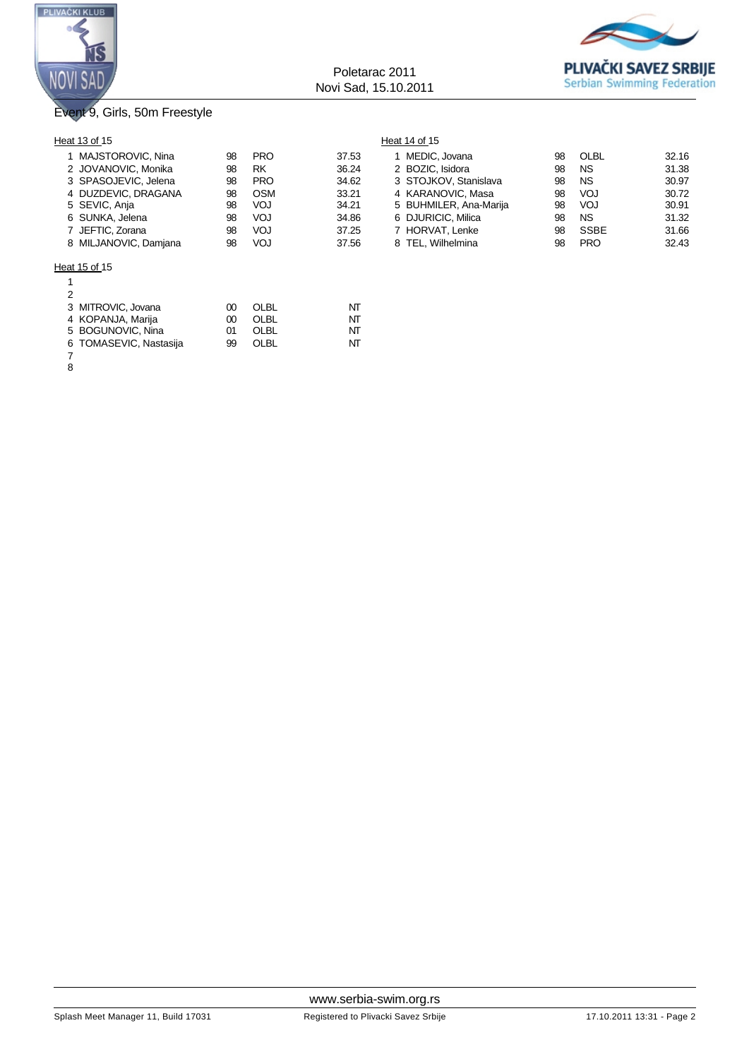Poletarac 2011
Novi Sad, 15.10.2011

## Event 9, Girls, 50m Freestyle

Heat 13 of 15

| | | | | |
|---|---|---|---|---|
| 1 | MAJSTOROVIC, Nina | 98 | PRO | 37.53 |
| 2 | JOVANOVIC, Monika | 98 | RK | 36.24 |
| 3 | SPASOJEVIC, Jelena | 98 | PRO | 34.62 |
| 4 | DUZDEVIC, DRAGANA | 98 | OSM | 33.21 |
| 5 | SEVIC, Anja | 98 | VOJ | 34.21 |
| 6 | SUNKA, Jelena | 98 | VOJ | 34.86 |
| 7 | JEFTIC, Zorana | 98 | VOJ | 37.25 |
| 8 | MILJANOVIC, Damjana | 98 | VOJ | 37.56 |

Heat 14 of 15

| | | | | |
|---|---|---|---|---|
| 1 | MEDIC, Jovana | 98 | OLBL | 32.16 |
| 2 | BOZIC, Isidora | 98 | NS | 31.38 |
| 3 | STOJKOV, Stanislava | 98 | NS | 30.97 |
| 4 | KARANOVIC, Masa | 98 | VOJ | 30.72 |
| 5 | BUHMILER, Ana-Marija | 98 | VOJ | 30.91 |
| 6 | DJURICIC, Milica | 98 | NS | 31.32 |
| 7 | HORVAT, Lenke | 98 | SSBE | 31.66 |
| 8 | TEL, Wilhelmina | 98 | PRO | 32.43 |

Heat 15 of 15

| | | | | |
|---|---|---|---|---|
| 1 | | | | |
| 2 | | | | |
| 3 | MITROVIC, Jovana | 00 | OLBL | NT |
| 4 | KOPANJA, Marija | 00 | OLBL | NT |
| 5 | BOGUNOVIC, Nina | 01 | OLBL | NT |
| 6 | TOMASEVIC, Nastasija | 99 | OLBL | NT |
| 7 | | | | |
| 8 | | | | |

www.serbia-swim.org.rs

Splash Meet Manager 11, Build 17031 — Registered to Plivacki Savez Srbije — 17.10.2011 13:31